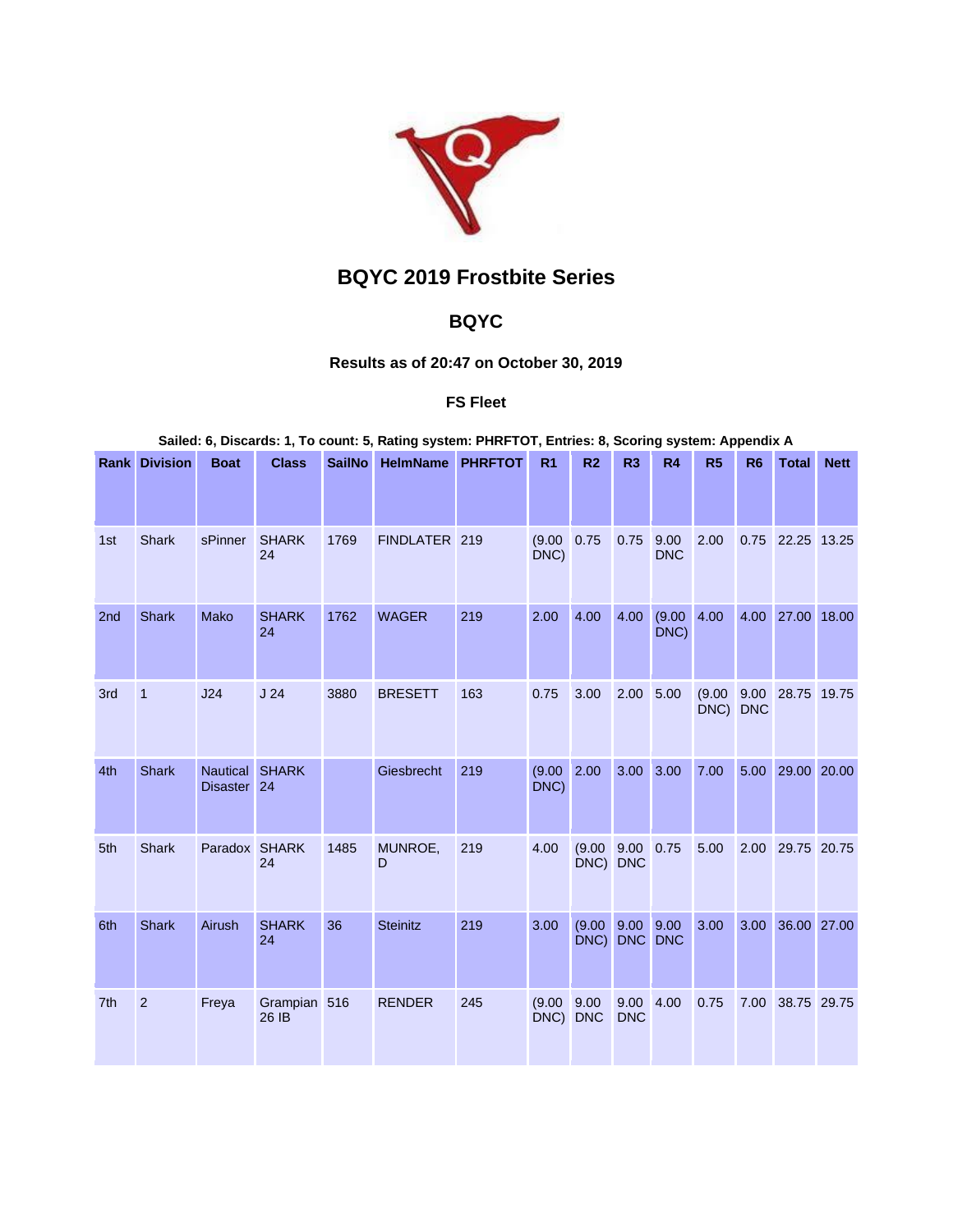# BQYC 2019 Frostbite Series

## BQYC

### Results as of 20:47 on October 30, 2019

### FS Fleet

**Sailed: 6, Discards: 1, To count: 5, Rating system: PHRFTOT, Entries: 8, Scoring system: Appendix A**

| Rank | Division | Boat | Class | SailNo | HelmName | PHRFTOT | R1 | R2 | R3 | R4 | R5 | R6 | Total | Nett |
|---|---|---|---|---|---|---|---|---|---|---|---|---|---|---|
| 1st | Shark | sPinner | SHARK 24 | 1769 | FINDLATER | 219 | (9.00 DNC) | 0.75 | 0.75 | 9.00 DNC | 2.00 | 0.75 | 22.25 | 13.25 |
| 2nd | Shark | Mako | SHARK 24 | 1762 | WAGER | 219 | 2.00 | 4.00 | 4.00 | (9.00 DNC) | 4.00 | 4.00 | 27.00 | 18.00 |
| 3rd | 1 | J24 | J 24 | 3880 | BRESETT | 163 | 0.75 | 3.00 | 2.00 | 5.00 | (9.00 DNC) | 9.00 DNC | 28.75 | 19.75 |
| 4th | Shark | Nautical Disaster | SHARK 24 | | Giesbrecht | 219 | (9.00 DNC) | 2.00 | 3.00 | 3.00 | 7.00 | 5.00 | 29.00 | 20.00 |
| 5th | Shark | Paradox | SHARK 24 | 1485 | MUNROE, D | 219 | 4.00 | (9.00 DNC) | 9.00 DNC | 0.75 | 5.00 | 2.00 | 29.75 | 20.75 |
| 6th | Shark | Airush | SHARK 24 | 36 | Steinitz | 219 | 3.00 | (9.00 DNC) | 9.00 DNC | 9.00 DNC | 3.00 | 3.00 | 36.00 | 27.00 |
| 7th | 2 | Freya | Grampian 26 IB | 516 | RENDER | 245 | (9.00 DNC) | 9.00 DNC | 9.00 DNC | 4.00 | 0.75 | 7.00 | 38.75 | 29.75 |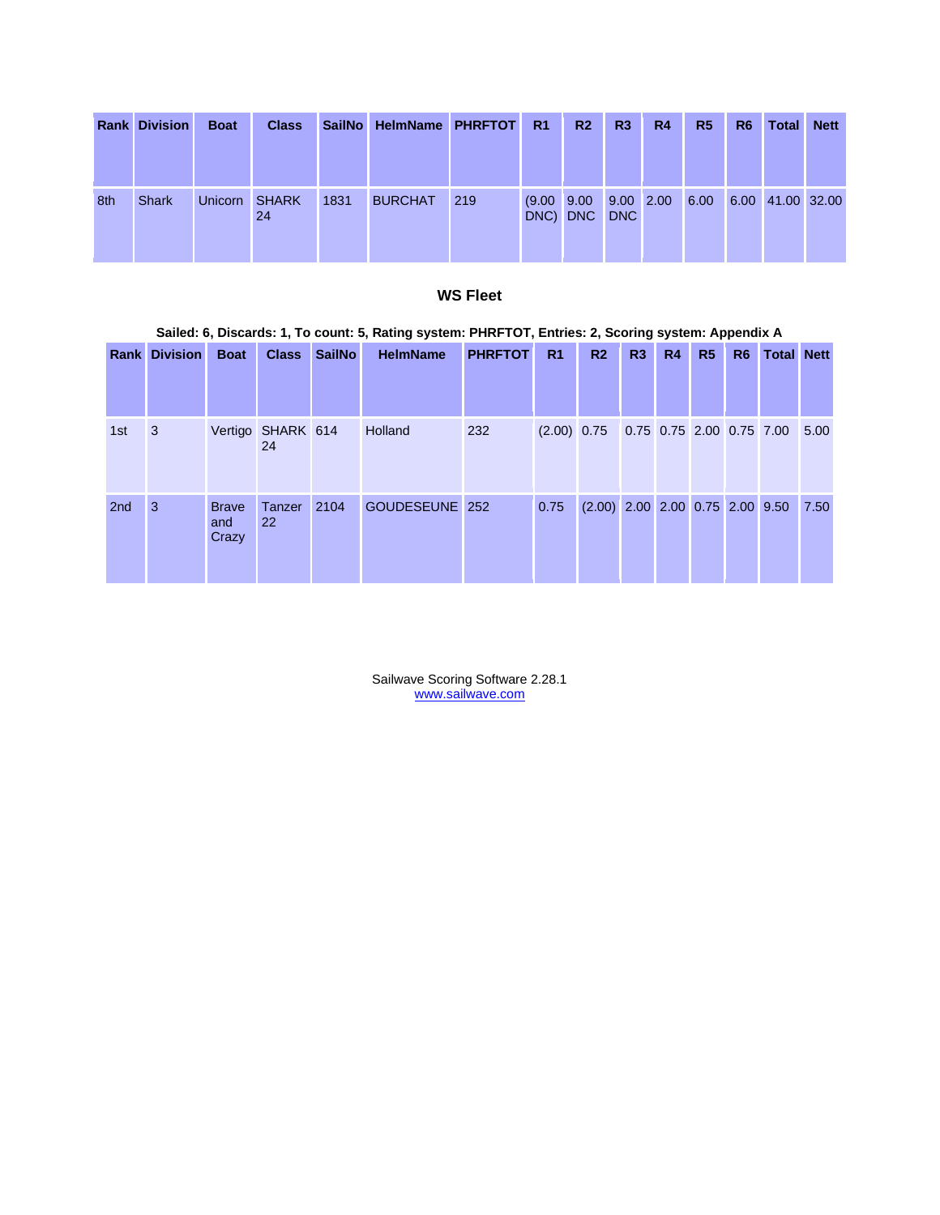| Rank | Division | Boat | Class | SailNo | HelmName | PHRFTOT | R1 | R2 | R3 | R4 | R5 | R6 | Total | Nett |
|---|---|---|---|---|---|---|---|---|---|---|---|---|---|---|
| 8th | Shark | Unicorn | SHARK 24 | 1831 | BURCHAT | 219 | (9.00 DNC) | 9.00 DNC | 9.00 DNC | 2.00 | 6.00 | 6.00 | 41.00 | 32.00 |

### WS Fleet

**Sailed: 6, Discards: 1, To count: 5, Rating system: PHRFTOT, Entries: 2, Scoring system: Appendix A**

| Rank | Division | Boat | Class | SailNo | HelmName | PHRFTOT | R1 | R2 | R3 | R4 | R5 | R6 | Total | Nett |
|---|---|---|---|---|---|---|---|---|---|---|---|---|---|---|
| 1st | 3 | Vertigo | SHARK 24 | 614 | Holland | 232 | (2.00) | 0.75 | 0.75 | 0.75 | 2.00 | 0.75 | 7.00 | 5.00 |
| 2nd | 3 | Brave and Crazy | Tanzer 22 | 2104 | GOUDESEUNE | 252 | 0.75 | (2.00) | 2.00 | 2.00 | 0.75 | 2.00 | 9.50 | 7.50 |

Sailwave Scoring Software 2.28.1
www.sailwave.com